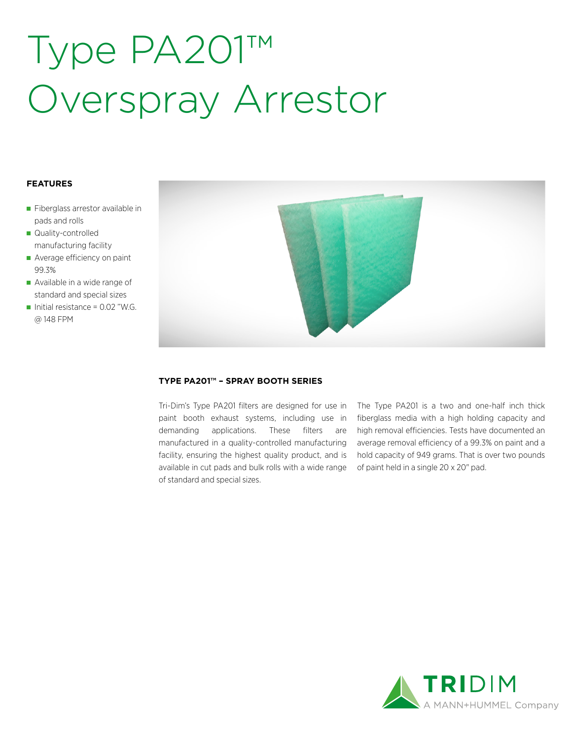# Type PA201™ Overspray Arrestor

**FEATURES**

- Fiberglass arrestor available in pads and rolls
- Quality-controlled manufacturing facility
- Average efficiency on paint 99.3%
- Available in a wide range of standard and special sizes
- Initial resistance = 0.02 "W.G. @ 148 FPM

## TYPE PA201™ – SPRAY BOOTH SERIES

Tri-Dim's Type PA201 filters are designed for use in paint booth exhaust systems, including use in demanding applications. These filters are manufactured in a quality-controlled manufacturing facility, ensuring the highest quality product, and is available in cut pads and bulk rolls with a wide range of standard and special sizes.

The Type PA201 is a two and one-half inch thick fiberglass media with a high holding capacity and high removal efficiencies. Tests have documented an average removal efficiency of a 99.3% on paint and a hold capacity of 949 grams. That is over two pounds of paint held in a single 20 x 20" pad.

TRIDIM
A MANN+HUMMEL Company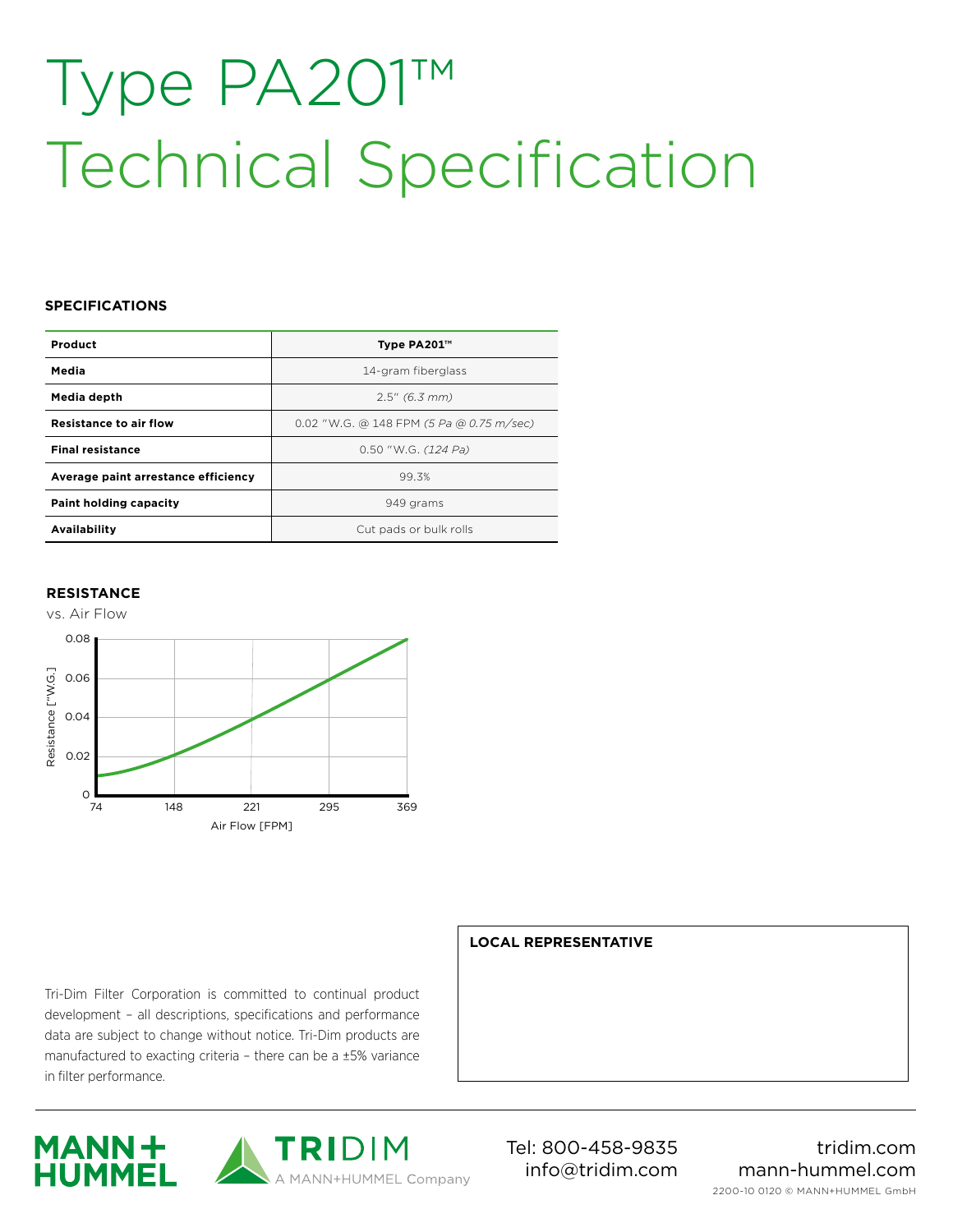# Type PA201™ Technical Specification

### SPECIFICATIONS

| Product | Type PA201™ |
|---|---|
| Media | 14-gram fiberglass |
| Media depth | 2.5" *(6.3 mm)* |
| Resistance to air flow | 0.02 "W.G. @ 148 FPM *(5 Pa @ 0.75 m/sec)* |
| Final resistance | 0.50 "W.G. *(124 Pa)* |
| Average paint arrestance efficiency | 99.3% |
| Paint holding capacity | 949 grams |
| Availability | Cut pads or bulk rolls |

### RESISTANCE

vs. Air Flow

Resistance ["W.G.]

0.08
0.06
0.04
0.02
0

74
148
221
295
369

Air Flow [FPM]

Tri-Dim Filter Corporation is committed to continual product development – all descriptions, specifications and performance data are subject to change without notice. Tri-Dim products are manufactured to exacting criteria – there can be a ±5% variance in filter performance.

**LOCAL REPRESENTATIVE**

MANN+HUMMEL

TRIDIM
A MANN+HUMMEL Company

Tel: 800-458-9835
info@tridim.com

tridim.com
mann-hummel.com

2200-10 0120 © MANN+HUMMEL GmbH